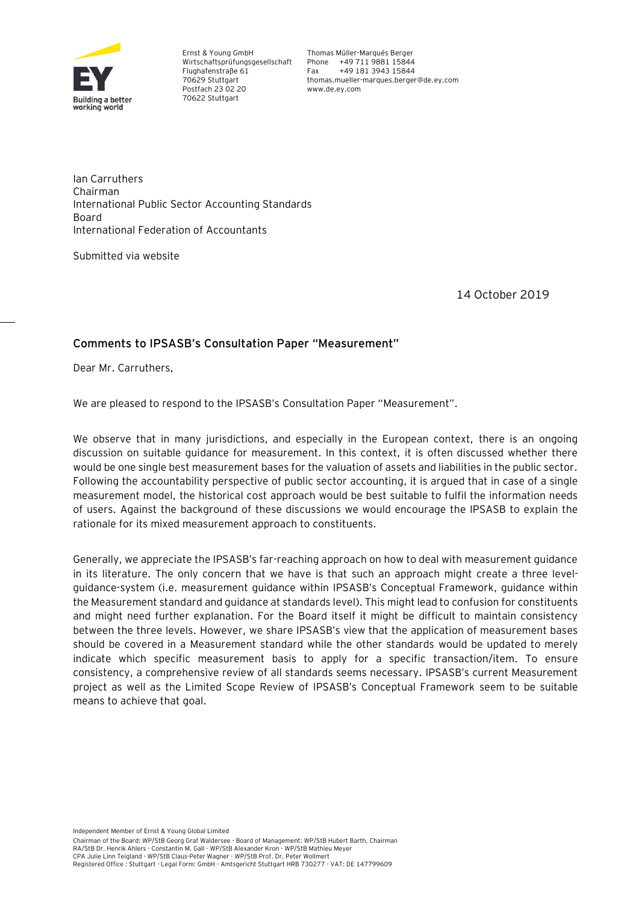Ernst & Young GmbH
Wirtschaftsprüfungsgesellschaft
Flughafenstraße 61
70629 Stuttgart
Postfach 23 02 20
70622 Stuttgart

Thomas Müller-Marqués Berger
Phone +49 711 9881 15844
Fax +49 181 3943 15844
thomas.mueller-marques.berger@de.ey.com
www.de.ey.com

Ian Carruthers
Chairman
International Public Sector Accounting Standards Board
International Federation of Accountants

Submitted via website

14 October 2019

**Comments to IPSASB's Consultation Paper "Measurement"**

Dear Mr. Carruthers,

We are pleased to respond to the IPSASB's Consultation Paper "Measurement".

We observe that in many jurisdictions, and especially in the European context, there is an ongoing discussion on suitable guidance for measurement. In this context, it is often discussed whether there would be one single best measurement bases for the valuation of assets and liabilities in the public sector. Following the accountability perspective of public sector accounting, it is argued that in case of a single measurement model, the historical cost approach would be best suitable to fulfil the information needs of users. Against the background of these discussions we would encourage the IPSASB to explain the rationale for its mixed measurement approach to constituents.

Generally, we appreciate the IPSASB's far-reaching approach on how to deal with measurement guidance in its literature. The only concern that we have is that such an approach might create a three level-guidance-system (i.e. measurement guidance within IPSASB's Conceptual Framework, guidance within the Measurement standard and guidance at standards level). This might lead to confusion for constituents and might need further explanation. For the Board itself it might be difficult to maintain consistency between the three levels. However, we share IPSASB's view that the application of measurement bases should be covered in a Measurement standard while the other standards would be updated to merely indicate which specific measurement basis to apply for a specific transaction/item. To ensure consistency, a comprehensive review of all standards seems necessary. IPSASB's current Measurement project as well as the Limited Scope Review of IPSASB's Conceptual Framework seem to be suitable means to achieve that goal.

Independent Member of Ernst & Young Global Limited
Chairman of the Board: WP/StB Georg Graf Waldersee · Board of Management: WP/StB Hubert Barth, Chairman
RA/StB Dr. Henrik Ahlers · Constantin M. Gall · WP/StB Alexander Kron · WP/StB Mathieu Meyer
CPA Julie Linn Teigland · WP/StB Claus-Peter Wagner · WP/StB Prof. Dr. Peter Wollmert
Registered Office : Stuttgart · Legal Form: GmbH · Amtsgericht Stuttgart HRB 730277 · VAT: DE 147799609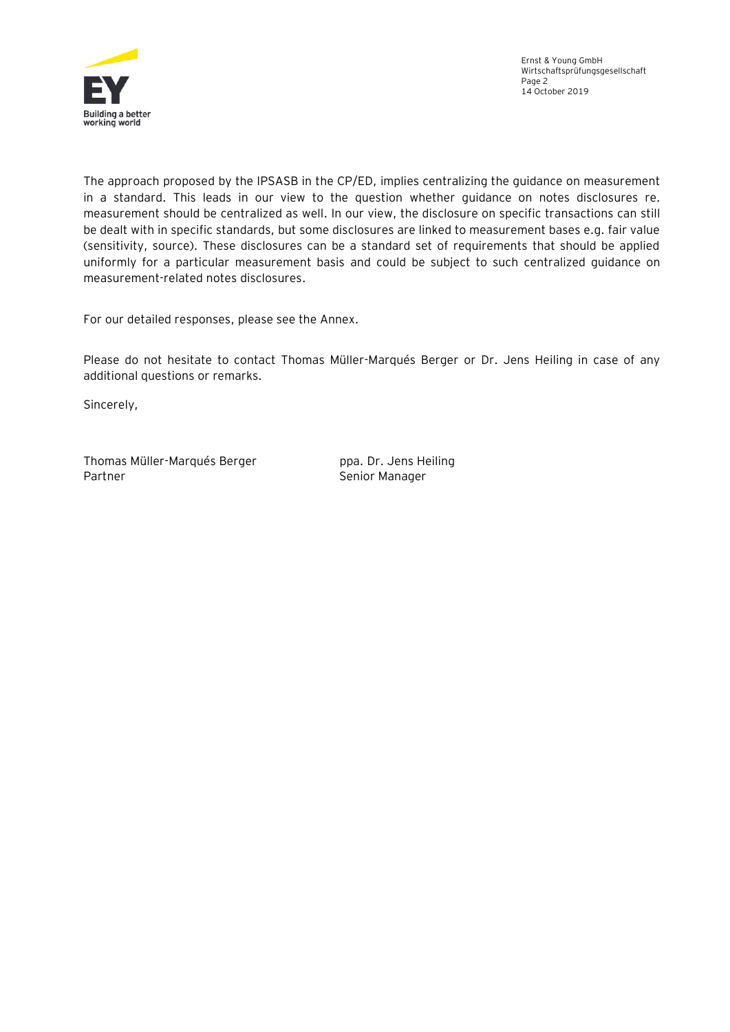The approach proposed by the IPSASB in the CP/ED, implies centralizing the guidance on measurement in a standard. This leads in our view to the question whether guidance on notes disclosures re. measurement should be centralized as well. In our view, the disclosure on specific transactions can still be dealt with in specific standards, but some disclosures are linked to measurement bases e.g. fair value (sensitivity, source). These disclosures can be a standard set of requirements that should be applied uniformly for a particular measurement basis and could be subject to such centralized guidance on measurement-related notes disclosures.

For our detailed responses, please see the Annex.

Please do not hesitate to contact Thomas Müller-Marqués Berger or Dr. Jens Heiling in case of any additional questions or remarks.

Sincerely,

| Thomas Müller-Marqués Berger | ppa. Dr. Jens Heiling |
| --- | --- |
| Partner | Senior Manager |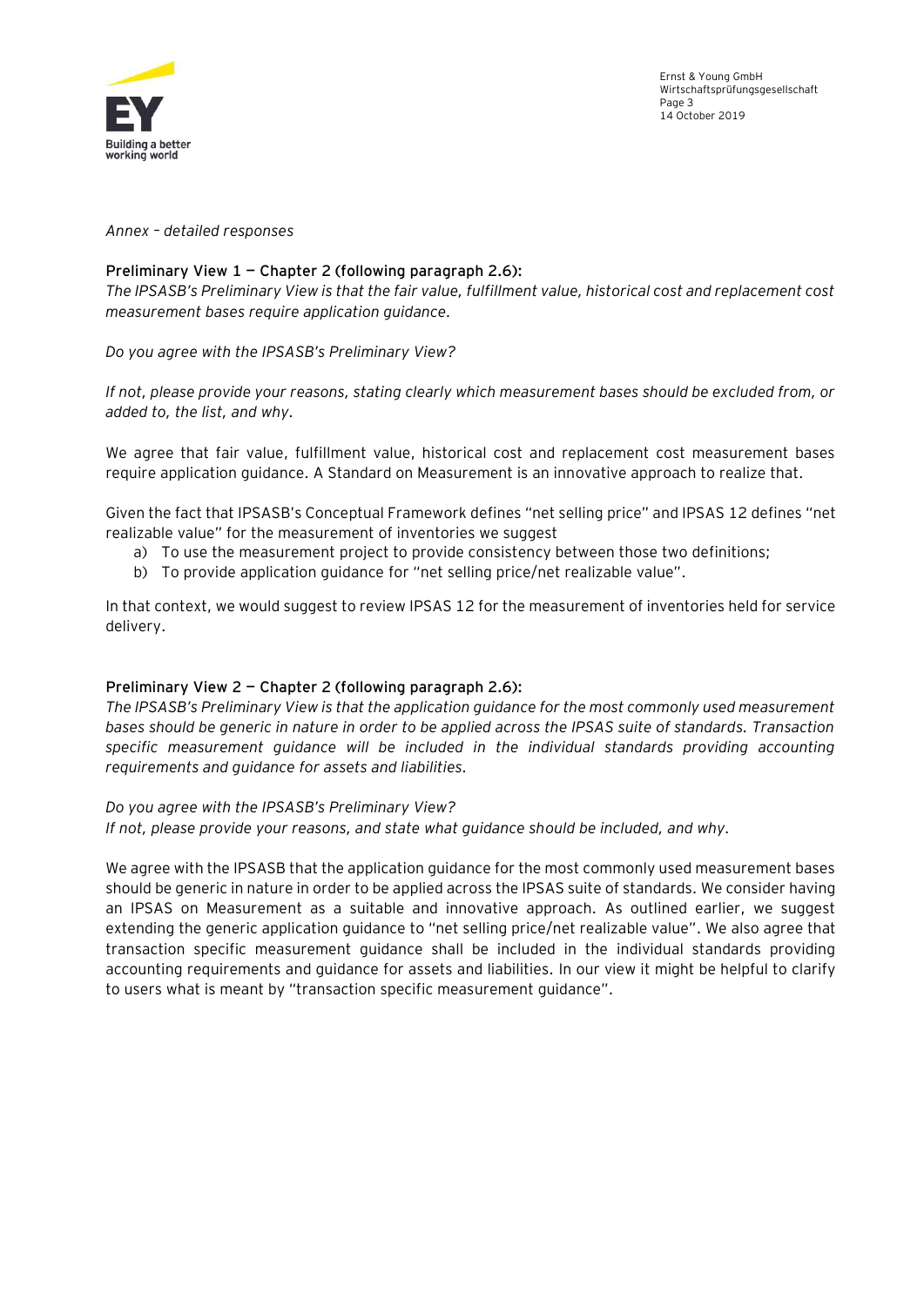*Annex – detailed responses*

**Preliminary View 1 — Chapter 2 (following paragraph 2.6):**

*The IPSASB's Preliminary View is that the fair value, fulfillment value, historical cost and replacement cost measurement bases require application guidance.*

*Do you agree with the IPSASB's Preliminary View?*

*If not, please provide your reasons, stating clearly which measurement bases should be excluded from, or added to, the list, and why.*

We agree that fair value, fulfillment value, historical cost and replacement cost measurement bases require application guidance. A Standard on Measurement is an innovative approach to realize that.

Given the fact that IPSASB's Conceptual Framework defines "net selling price" and IPSAS 12 defines "net realizable value" for the measurement of inventories we suggest

a) To use the measurement project to provide consistency between those two definitions;
b) To provide application guidance for "net selling price/net realizable value".

In that context, we would suggest to review IPSAS 12 for the measurement of inventories held for service delivery.

**Preliminary View 2 — Chapter 2 (following paragraph 2.6):**

*The IPSASB's Preliminary View is that the application guidance for the most commonly used measurement bases should be generic in nature in order to be applied across the IPSAS suite of standards. Transaction specific measurement guidance will be included in the individual standards providing accounting requirements and guidance for assets and liabilities.*

*Do you agree with the IPSASB's Preliminary View?*
*If not, please provide your reasons, and state what guidance should be included, and why.*

We agree with the IPSASB that the application guidance for the most commonly used measurement bases should be generic in nature in order to be applied across the IPSAS suite of standards. We consider having an IPSAS on Measurement as a suitable and innovative approach. As outlined earlier, we suggest extending the generic application guidance to "net selling price/net realizable value". We also agree that transaction specific measurement guidance shall be included in the individual standards providing accounting requirements and guidance for assets and liabilities. In our view it might be helpful to clarify to users what is meant by "transaction specific measurement guidance".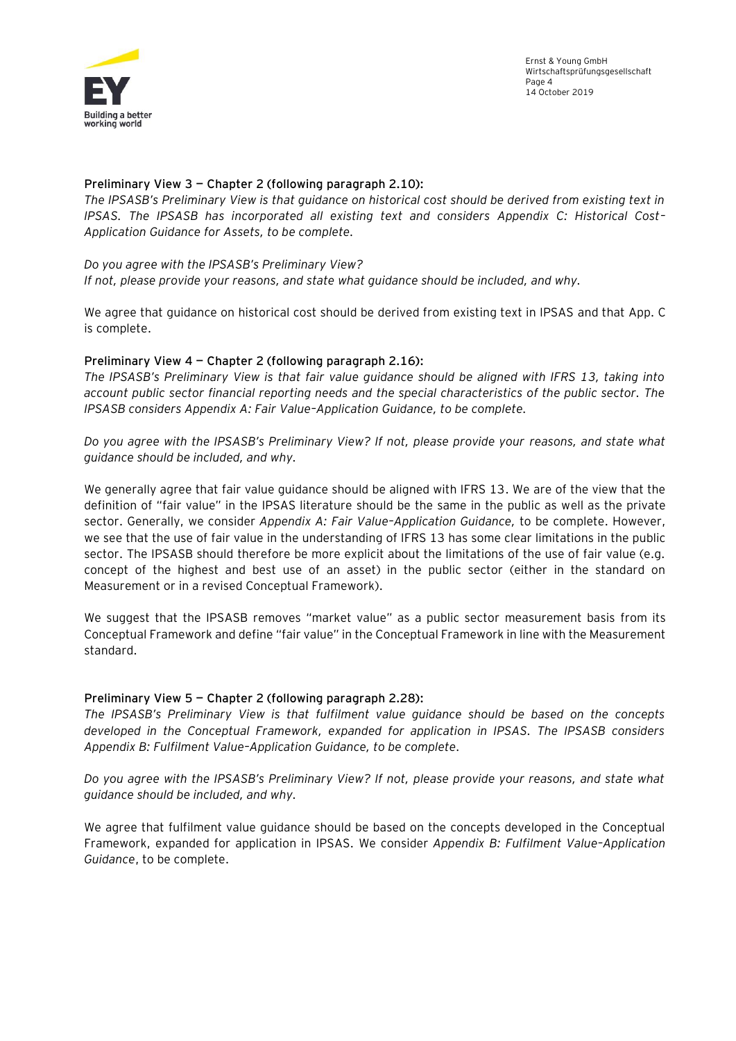**Preliminary View 3 — Chapter 2 (following paragraph 2.10):**

*The IPSASB's Preliminary View is that guidance on historical cost should be derived from existing text in IPSAS. The IPSASB has incorporated all existing text and considers Appendix C: Historical Cost–Application Guidance for Assets, to be complete.*

*Do you agree with the IPSASB's Preliminary View?*
*If not, please provide your reasons, and state what guidance should be included, and why.*

We agree that guidance on historical cost should be derived from existing text in IPSAS and that App. C is complete.

**Preliminary View 4 — Chapter 2 (following paragraph 2.16):**

*The IPSASB's Preliminary View is that fair value guidance should be aligned with IFRS 13, taking into account public sector financial reporting needs and the special characteristics of the public sector. The IPSASB considers Appendix A: Fair Value–Application Guidance, to be complete.*

*Do you agree with the IPSASB's Preliminary View? If not, please provide your reasons, and state what guidance should be included, and why.*

We generally agree that fair value guidance should be aligned with IFRS 13. We are of the view that the definition of "fair value" in the IPSAS literature should be the same in the public as well as the private sector. Generally, we consider *Appendix A: Fair Value–Application Guidance,* to be complete. However, we see that the use of fair value in the understanding of IFRS 13 has some clear limitations in the public sector. The IPSASB should therefore be more explicit about the limitations of the use of fair value (e.g. concept of the highest and best use of an asset) in the public sector (either in the standard on Measurement or in a revised Conceptual Framework).

We suggest that the IPSASB removes "market value" as a public sector measurement basis from its Conceptual Framework and define "fair value" in the Conceptual Framework in line with the Measurement standard.

**Preliminary View 5 — Chapter 2 (following paragraph 2.28):**

*The IPSASB's Preliminary View is that fulfilment value guidance should be based on the concepts developed in the Conceptual Framework, expanded for application in IPSAS. The IPSASB considers Appendix B: Fulfilment Value–Application Guidance, to be complete.*

*Do you agree with the IPSASB's Preliminary View? If not, please provide your reasons, and state what guidance should be included, and why.*

We agree that fulfilment value guidance should be based on the concepts developed in the Conceptual Framework, expanded for application in IPSAS. We consider *Appendix B: Fulfilment Value–Application Guidance*, to be complete.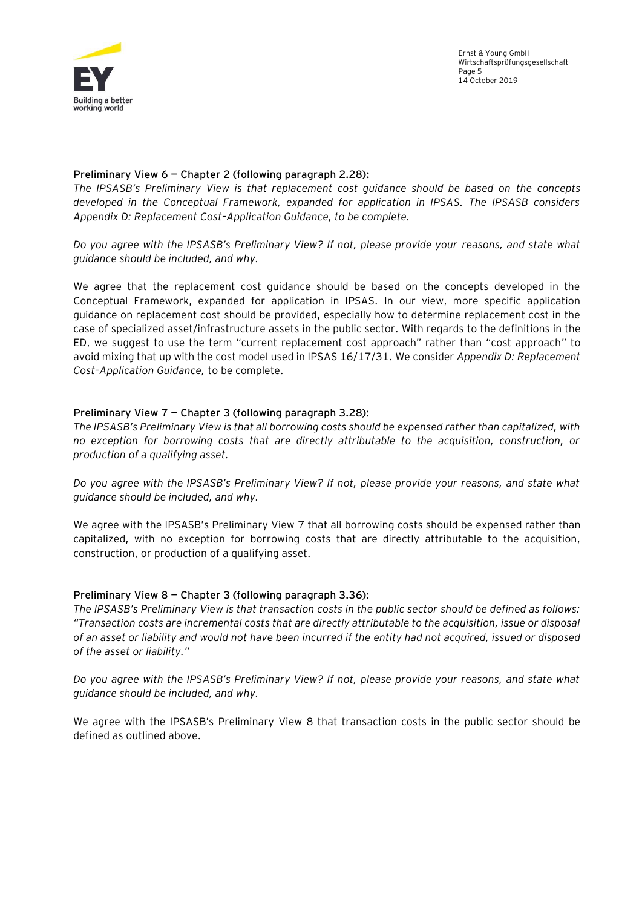**Preliminary View 6 — Chapter 2 (following paragraph 2.28):**

*The IPSASB's Preliminary View is that replacement cost guidance should be based on the concepts developed in the Conceptual Framework, expanded for application in IPSAS. The IPSASB considers Appendix D: Replacement Cost–Application Guidance, to be complete.*

*Do you agree with the IPSASB's Preliminary View? If not, please provide your reasons, and state what guidance should be included, and why.*

We agree that the replacement cost guidance should be based on the concepts developed in the Conceptual Framework, expanded for application in IPSAS. In our view, more specific application guidance on replacement cost should be provided, especially how to determine replacement cost in the case of specialized asset/infrastructure assets in the public sector. With regards to the definitions in the ED, we suggest to use the term "current replacement cost approach" rather than "cost approach" to avoid mixing that up with the cost model used in IPSAS 16/17/31. We consider *Appendix D: Replacement Cost–Application Guidance,* to be complete.

**Preliminary View 7 — Chapter 3 (following paragraph 3.28):**

*The IPSASB's Preliminary View is that all borrowing costs should be expensed rather than capitalized, with no exception for borrowing costs that are directly attributable to the acquisition, construction, or production of a qualifying asset.*

*Do you agree with the IPSASB's Preliminary View? If not, please provide your reasons, and state what guidance should be included, and why.*

We agree with the IPSASB's Preliminary View 7 that all borrowing costs should be expensed rather than capitalized, with no exception for borrowing costs that are directly attributable to the acquisition, construction, or production of a qualifying asset.

**Preliminary View 8 — Chapter 3 (following paragraph 3.36):**

*The IPSASB's Preliminary View is that transaction costs in the public sector should be defined as follows: "Transaction costs are incremental costs that are directly attributable to the acquisition, issue or disposal of an asset or liability and would not have been incurred if the entity had not acquired, issued or disposed of the asset or liability."*

*Do you agree with the IPSASB's Preliminary View? If not, please provide your reasons, and state what guidance should be included, and why.*

We agree with the IPSASB's Preliminary View 8 that transaction costs in the public sector should be defined as outlined above.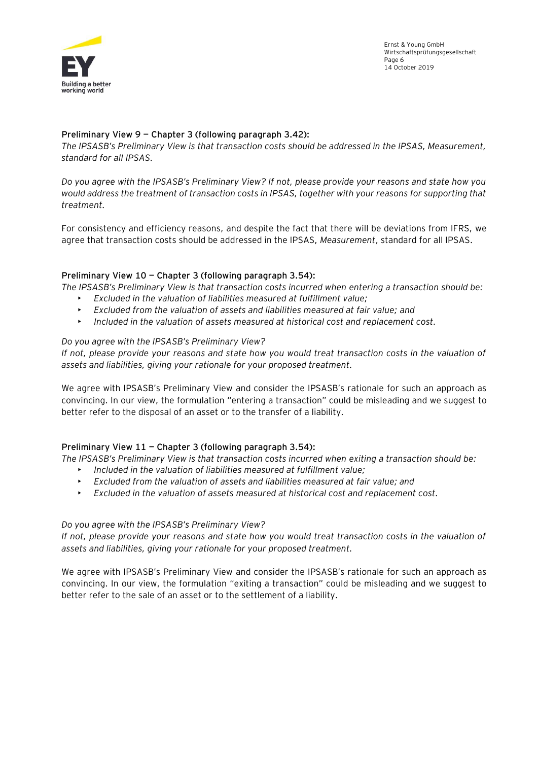**Preliminary View 9 — Chapter 3 (following paragraph 3.42):**

*The IPSASB's Preliminary View is that transaction costs should be addressed in the IPSAS, Measurement, standard for all IPSAS.*

*Do you agree with the IPSASB's Preliminary View? If not, please provide your reasons and state how you would address the treatment of transaction costs in IPSAS, together with your reasons for supporting that treatment.*

For consistency and efficiency reasons, and despite the fact that there will be deviations from IFRS, we agree that transaction costs should be addressed in the IPSAS, *Measurement*, standard for all IPSAS.

**Preliminary View 10 — Chapter 3 (following paragraph 3.54):**

*The IPSASB's Preliminary View is that transaction costs incurred when entering a transaction should be:*

- *Excluded in the valuation of liabilities measured at fulfillment value;*
- *Excluded from the valuation of assets and liabilities measured at fair value; and*
- *Included in the valuation of assets measured at historical cost and replacement cost.*

*Do you agree with the IPSASB's Preliminary View?*
*If not, please provide your reasons and state how you would treat transaction costs in the valuation of assets and liabilities, giving your rationale for your proposed treatment.*

We agree with IPSASB's Preliminary View and consider the IPSASB's rationale for such an approach as convincing. In our view, the formulation "entering a transaction" could be misleading and we suggest to better refer to the disposal of an asset or to the transfer of a liability.

**Preliminary View 11 — Chapter 3 (following paragraph 3.54):**

*The IPSASB's Preliminary View is that transaction costs incurred when exiting a transaction should be:*

- *Included in the valuation of liabilities measured at fulfillment value;*
- *Excluded from the valuation of assets and liabilities measured at fair value; and*
- *Excluded in the valuation of assets measured at historical cost and replacement cost.*

*Do you agree with the IPSASB's Preliminary View?*
*If not, please provide your reasons and state how you would treat transaction costs in the valuation of assets and liabilities, giving your rationale for your proposed treatment.*

We agree with IPSASB's Preliminary View and consider the IPSASB's rationale for such an approach as convincing. In our view, the formulation "exiting a transaction" could be misleading and we suggest to better refer to the sale of an asset or to the settlement of a liability.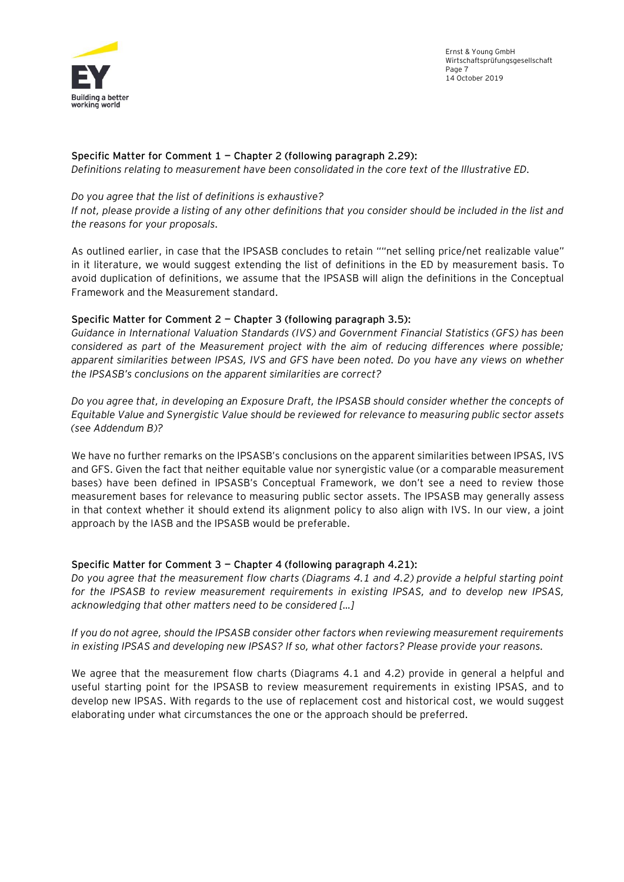**Specific Matter for Comment 1 — Chapter 2 (following paragraph 2.29):**
*Definitions relating to measurement have been consolidated in the core text of the Illustrative ED.*

*Do you agree that the list of definitions is exhaustive?*
*If not, please provide a listing of any other definitions that you consider should be included in the list and the reasons for your proposals.*

As outlined earlier, in case that the IPSASB concludes to retain ""net selling price/net realizable value" in it literature, we would suggest extending the list of definitions in the ED by measurement basis. To avoid duplication of definitions, we assume that the IPSASB will align the definitions in the Conceptual Framework and the Measurement standard.

**Specific Matter for Comment 2 — Chapter 3 (following paragraph 3.5):**
*Guidance in International Valuation Standards (IVS) and Government Financial Statistics (GFS) has been considered as part of the Measurement project with the aim of reducing differences where possible; apparent similarities between IPSAS, IVS and GFS have been noted. Do you have any views on whether the IPSASB's conclusions on the apparent similarities are correct?*

*Do you agree that, in developing an Exposure Draft, the IPSASB should consider whether the concepts of Equitable Value and Synergistic Value should be reviewed for relevance to measuring public sector assets (see Addendum B)?*

We have no further remarks on the IPSASB's conclusions on the apparent similarities between IPSAS, IVS and GFS. Given the fact that neither equitable value nor synergistic value (or a comparable measurement bases) have been defined in IPSASB's Conceptual Framework, we don't see a need to review those measurement bases for relevance to measuring public sector assets. The IPSASB may generally assess in that context whether it should extend its alignment policy to also align with IVS. In our view, a joint approach by the IASB and the IPSASB would be preferable.

**Specific Matter for Comment 3 — Chapter 4 (following paragraph 4.21):**
*Do you agree that the measurement flow charts (Diagrams 4.1 and 4.2) provide a helpful starting point for the IPSASB to review measurement requirements in existing IPSAS, and to develop new IPSAS, acknowledging that other matters need to be considered […]*

*If you do not agree, should the IPSASB consider other factors when reviewing measurement requirements in existing IPSAS and developing new IPSAS? If so, what other factors? Please provide your reasons.*

We agree that the measurement flow charts (Diagrams 4.1 and 4.2) provide in general a helpful and useful starting point for the IPSASB to review measurement requirements in existing IPSAS, and to develop new IPSAS. With regards to the use of replacement cost and historical cost, we would suggest elaborating under what circumstances the one or the approach should be preferred.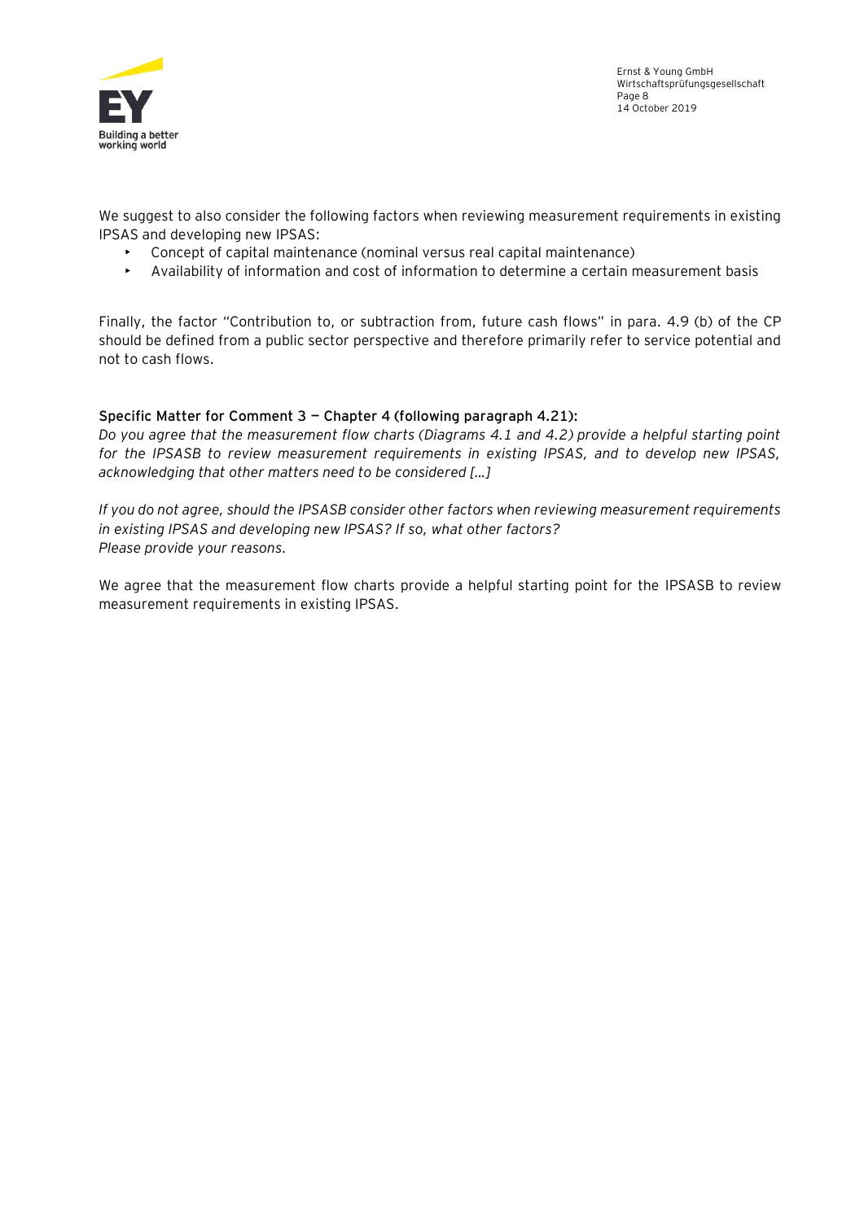We suggest to also consider the following factors when reviewing measurement requirements in existing IPSAS and developing new IPSAS:

- Concept of capital maintenance (nominal versus real capital maintenance)
- Availability of information and cost of information to determine a certain measurement basis

Finally, the factor "Contribution to, or subtraction from, future cash flows" in para. 4.9 (b) of the CP should be defined from a public sector perspective and therefore primarily refer to service potential and not to cash flows.

**Specific Matter for Comment 3 — Chapter 4 (following paragraph 4.21):**

*Do you agree that the measurement flow charts (Diagrams 4.1 and 4.2) provide a helpful starting point for the IPSASB to review measurement requirements in existing IPSAS, and to develop new IPSAS, acknowledging that other matters need to be considered […]*

*If you do not agree, should the IPSASB consider other factors when reviewing measurement requirements in existing IPSAS and developing new IPSAS? If so, what other factors?*
*Please provide your reasons.*

We agree that the measurement flow charts provide a helpful starting point for the IPSASB to review measurement requirements in existing IPSAS.